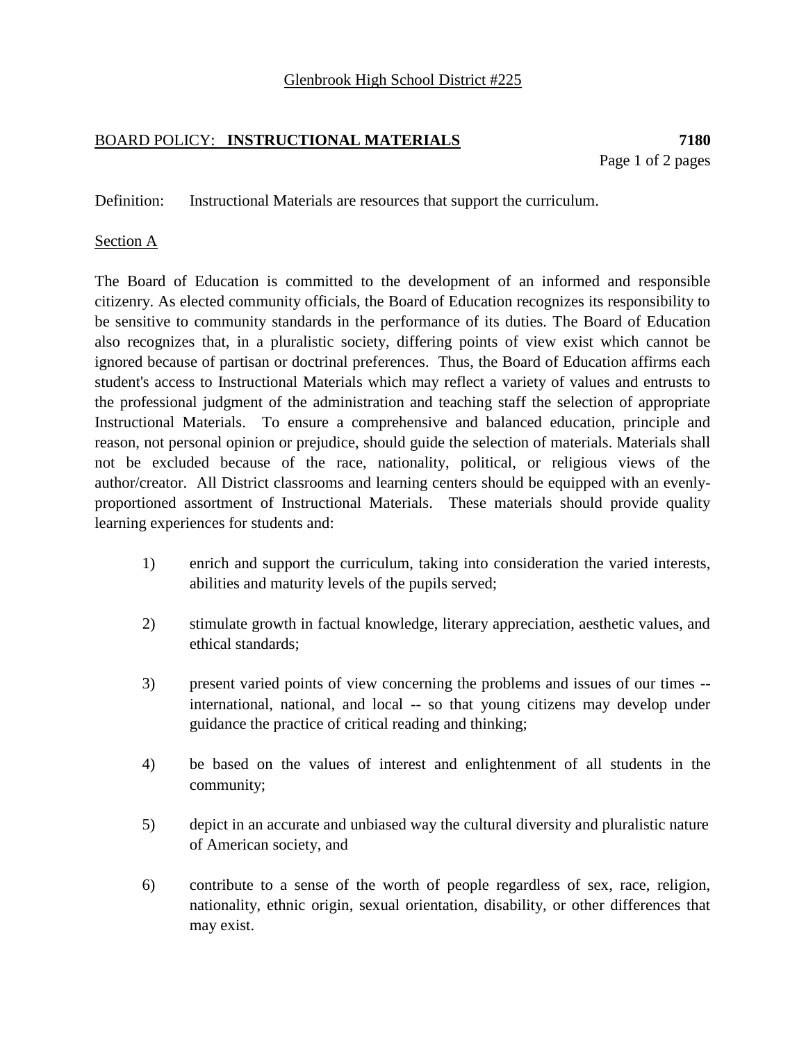Glenbrook High School District #225

## BOARD POLICY: **INSTRUCTIONAL MATERIALS** **7180**

Definition: Instructional Materials are resources that support the curriculum.

Section A

The Board of Education is committed to the development of an informed and responsible citizenry. As elected community officials, the Board of Education recognizes its responsibility to be sensitive to community standards in the performance of its duties. The Board of Education also recognizes that, in a pluralistic society, differing points of view exist which cannot be ignored because of partisan or doctrinal preferences. Thus, the Board of Education affirms each student's access to Instructional Materials which may reflect a variety of values and entrusts to the professional judgment of the administration and teaching staff the selection of appropriate Instructional Materials. To ensure a comprehensive and balanced education, principle and reason, not personal opinion or prejudice, should guide the selection of materials. Materials shall not be excluded because of the race, nationality, political, or religious views of the author/creator. All District classrooms and learning centers should be equipped with an evenly-proportioned assortment of Instructional Materials. These materials should provide quality learning experiences for students and:

1) enrich and support the curriculum, taking into consideration the varied interests, abilities and maturity levels of the pupils served;

2) stimulate growth in factual knowledge, literary appreciation, aesthetic values, and ethical standards;

3) present varied points of view concerning the problems and issues of our times -- international, national, and local -- so that young citizens may develop under guidance the practice of critical reading and thinking;

4) be based on the values of interest and enlightenment of all students in the community;

5) depict in an accurate and unbiased way the cultural diversity and pluralistic nature of American society, and

6) contribute to a sense of the worth of people regardless of sex, race, religion, nationality, ethnic origin, sexual orientation, disability, or other differences that may exist.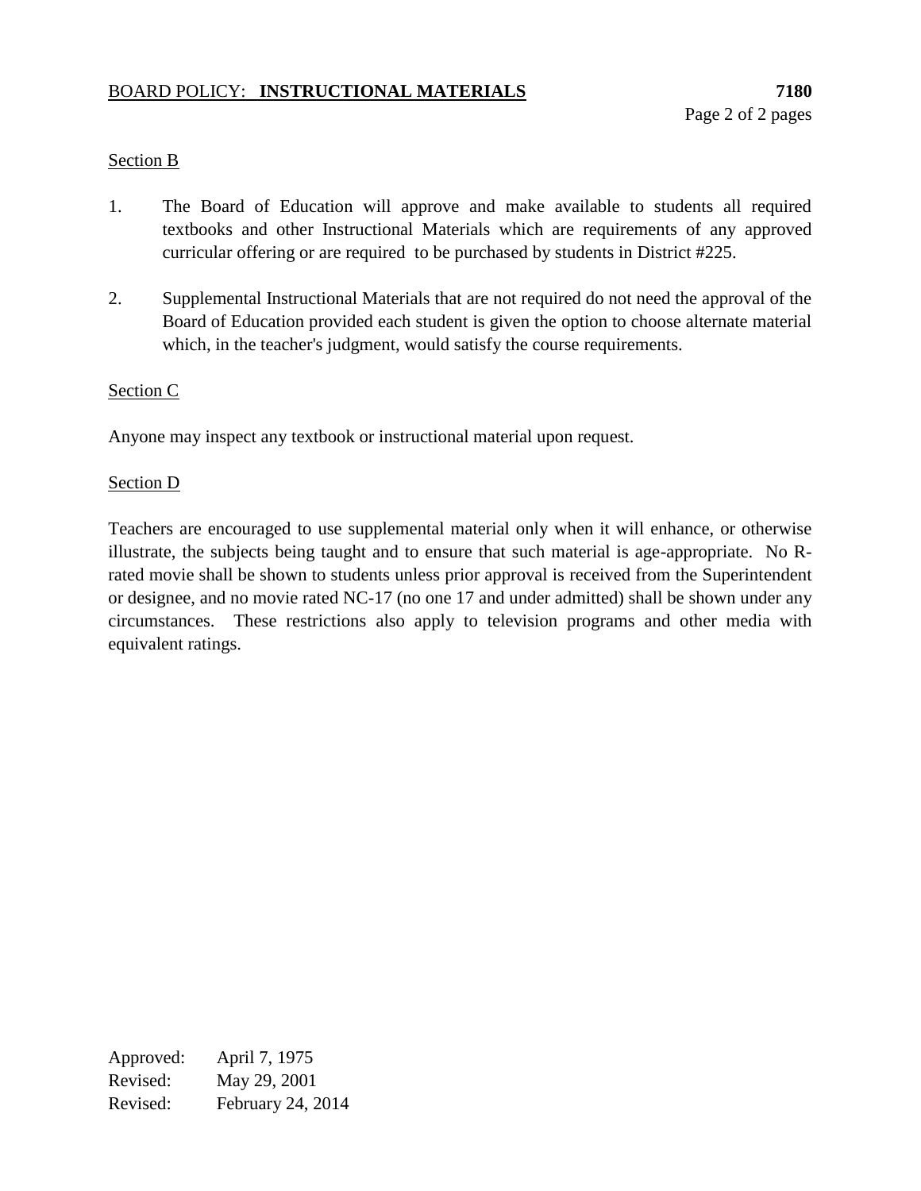## Section B

1. The Board of Education will approve and make available to students all required textbooks and other Instructional Materials which are requirements of any approved curricular offering or are required to be purchased by students in District #225.

2. Supplemental Instructional Materials that are not required do not need the approval of the Board of Education provided each student is given the option to choose alternate material which, in the teacher's judgment, would satisfy the course requirements.

## Section C

Anyone may inspect any textbook or instructional material upon request.

## Section D

Teachers are encouraged to use supplemental material only when it will enhance, or otherwise illustrate, the subjects being taught and to ensure that such material is age-appropriate. No R-rated movie shall be shown to students unless prior approval is received from the Superintendent or designee, and no movie rated NC-17 (no one 17 and under admitted) shall be shown under any circumstances. These restrictions also apply to television programs and other media with equivalent ratings.

Approved: April 7, 1975
Revised: May 29, 2001
Revised: February 24, 2014